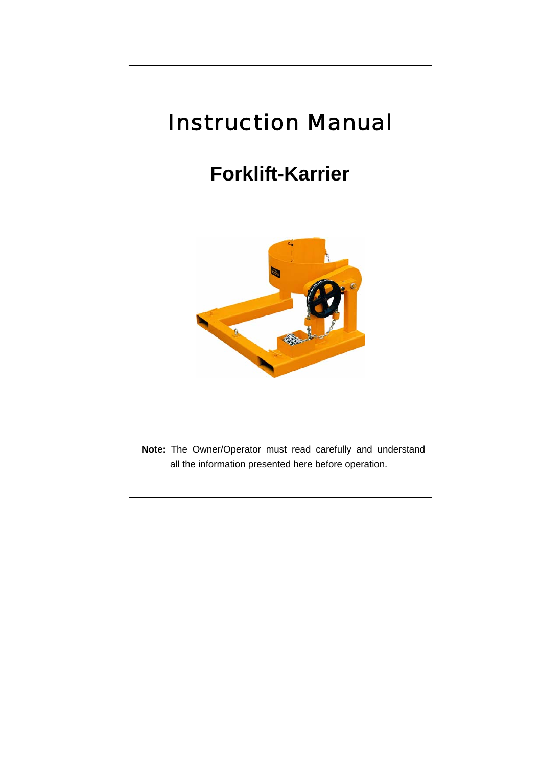# Instruction Manual

## Forklift-Karrier

**Note:** The Owner/Operator must read carefully and understand all the information presented here before operation.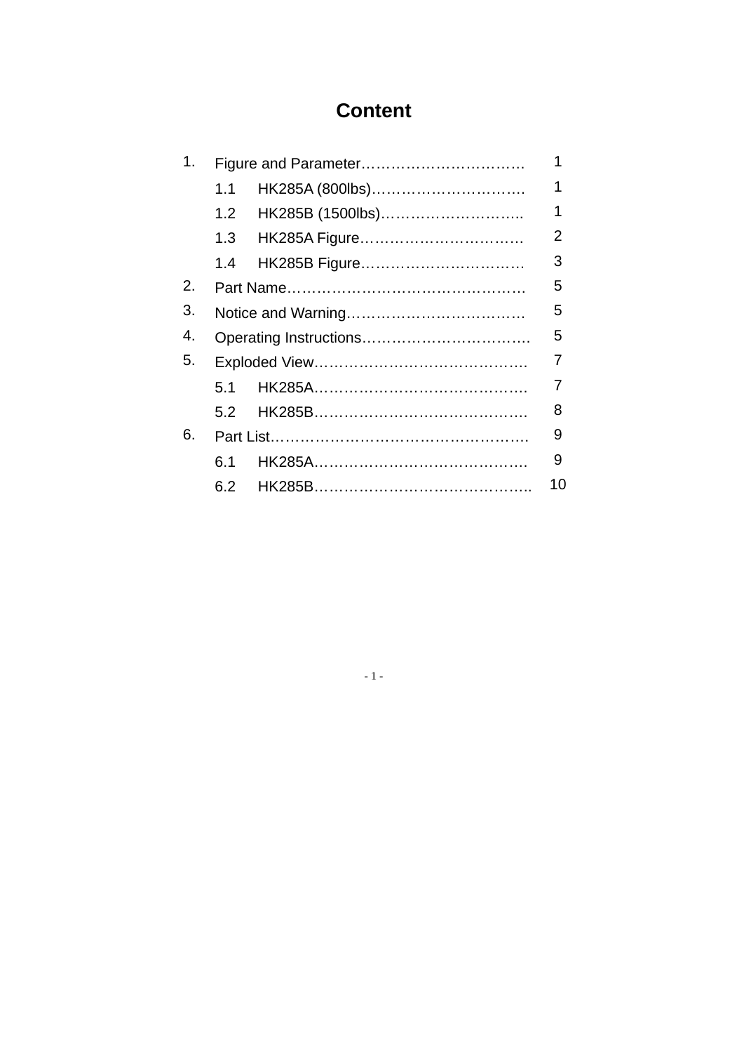# Content

1. Figure and Parameter……………………………. 1
   - 1.1 HK285A (800lbs)…………………………. 1
   - 1.2 HK285B (1500lbs)……………………….. 1
   - 1.3 HK285A Figure…………………………… 2
   - 1.4 HK285B Figure…………………………… 3
2. Part Name………………………………………… 5
3. Notice and Warning……………………………… 5
4. Operating Instructions……………………………. 5
5. Exploded View……………………………………. 7
   - 5.1 HK285A……………………………………. 7
   - 5.2 HK285B……………………………………. 8
6. Part List……………………………………………. 9
   - 6.1 HK285A……………………………………. 9
   - 6.2 HK285B…………………………………….. 10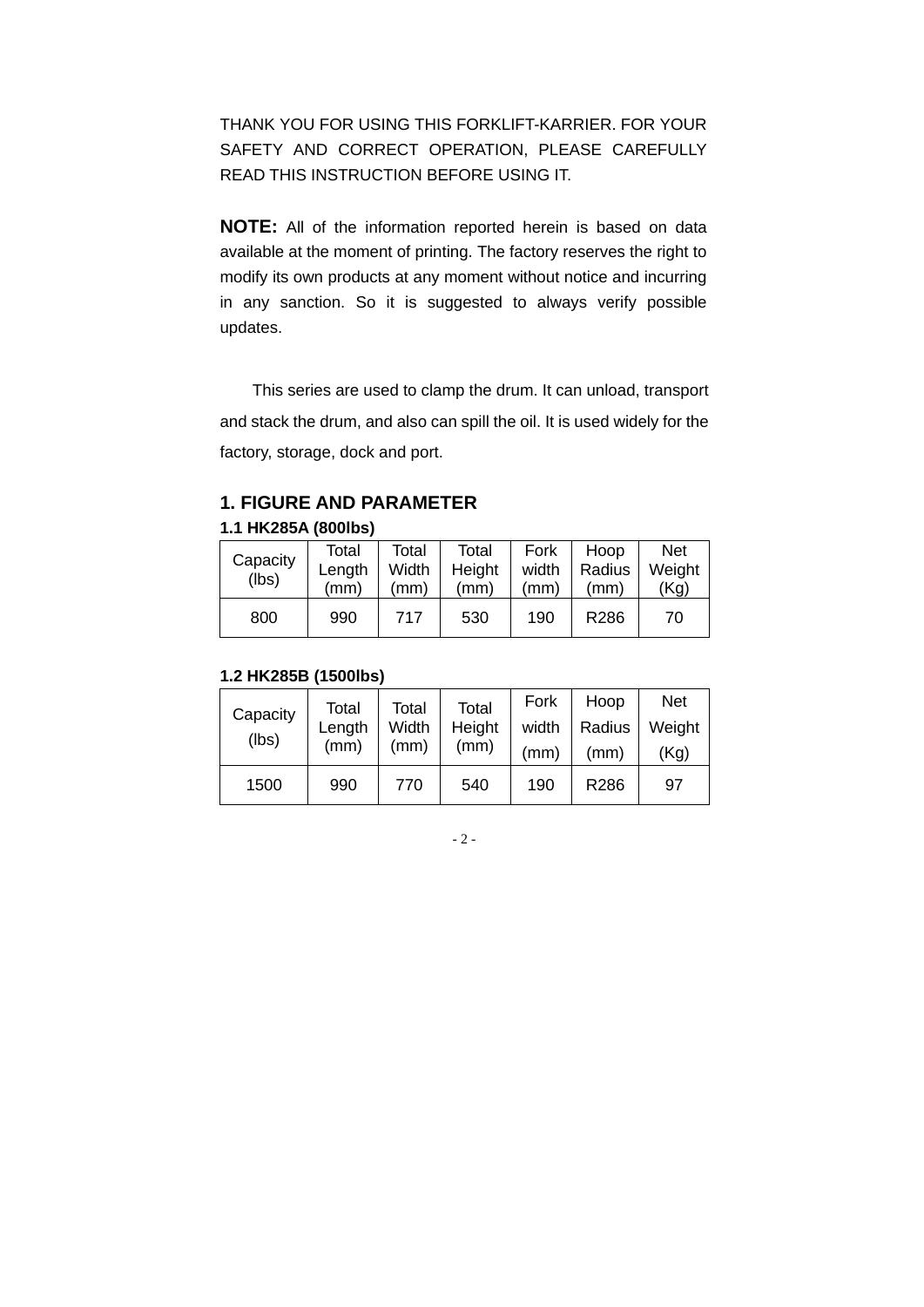THANK YOU FOR USING THIS FORKLIFT-KARRIER. FOR YOUR SAFETY AND CORRECT OPERATION, PLEASE CAREFULLY READ THIS INSTRUCTION BEFORE USING IT.

**NOTE:** All of the information reported herein is based on data available at the moment of printing. The factory reserves the right to modify its own products at any moment without notice and incurring in any sanction. So it is suggested to always verify possible updates.

This series are used to clamp the drum. It can unload, transport and stack the drum, and also can spill the oil. It is used widely for the factory, storage, dock and port.

## 1. FIGURE AND PARAMETER

### 1.1 HK285A (800lbs)

| Capacity (lbs) | Total Length (mm) | Total Width (mm) | Total Height (mm) | Fork width (mm) | Hoop Radius (mm) | Net Weight (Kg) |
|---|---|---|---|---|---|---|
| 800 | 990 | 717 | 530 | 190 | R286 | 70 |

### 1.2 HK285B (1500lbs)

| Capacity (lbs) | Total Length (mm) | Total Width (mm) | Total Height (mm) | Fork width (mm) | Hoop Radius (mm) | Net Weight (Kg) |
|---|---|---|---|---|---|---|
| 1500 | 990 | 770 | 540 | 190 | R286 | 97 |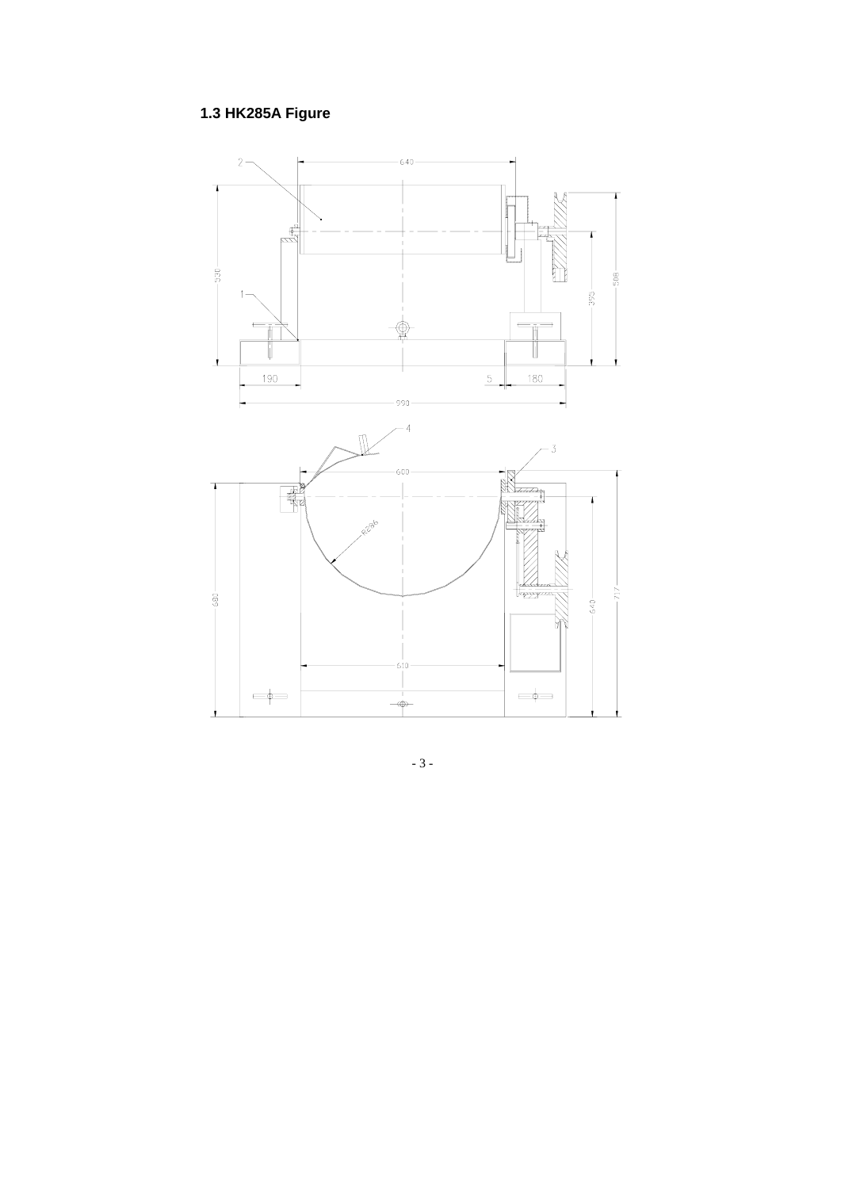### 1.3 HK285A Figure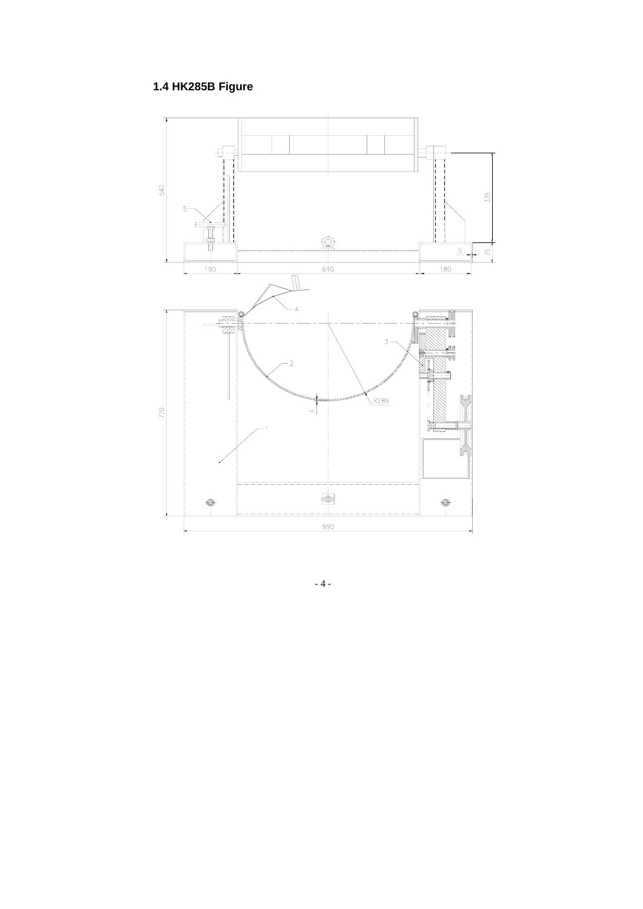## 1.4 HK285B Figure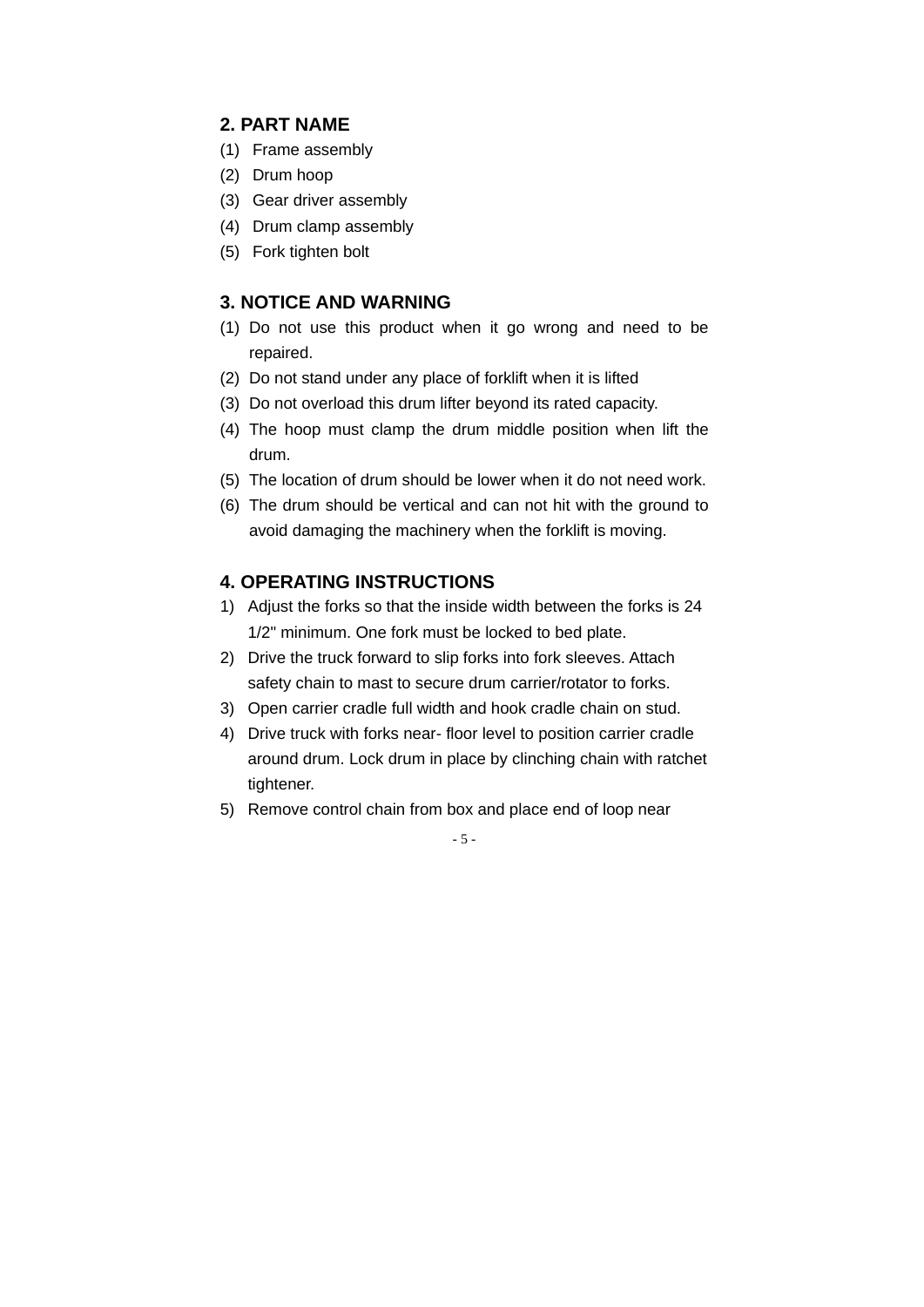## 2. PART NAME

(1) Frame assembly
(2) Drum hoop
(3) Gear driver assembly
(4) Drum clamp assembly
(5) Fork tighten bolt

## 3. NOTICE AND WARNING

(1) Do not use this product when it go wrong and need to be repaired.
(2) Do not stand under any place of forklift when it is lifted
(3) Do not overload this drum lifter beyond its rated capacity.
(4) The hoop must clamp the drum middle position when lift the drum.
(5) The location of drum should be lower when it do not need work.
(6) The drum should be vertical and can not hit with the ground to avoid damaging the machinery when the forklift is moving.

## 4. OPERATING INSTRUCTIONS

1) Adjust the forks so that the inside width between the forks is 24 1/2" minimum. One fork must be locked to bed plate.
2) Drive the truck forward to slip forks into fork sleeves. Attach safety chain to mast to secure drum carrier/rotator to forks.
3) Open carrier cradle full width and hook cradle chain on stud.
4) Drive truck with forks near- floor level to position carrier cradle around drum. Lock drum in place by clinching chain with ratchet tightener.
5) Remove control chain from box and place end of loop near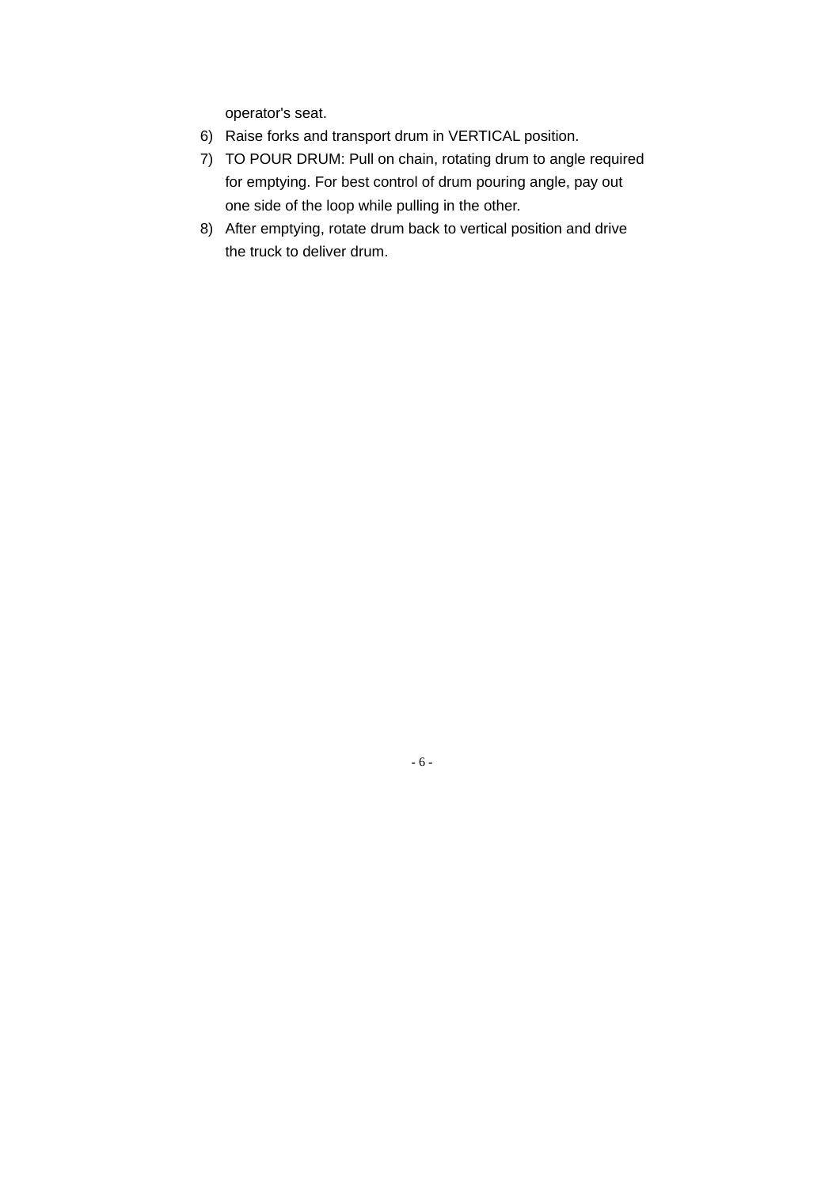operator's seat.

6) Raise forks and transport drum in VERTICAL position.
7) TO POUR DRUM: Pull on chain, rotating drum to angle required for emptying. For best control of drum pouring angle, pay out one side of the loop while pulling in the other.
8) After emptying, rotate drum back to vertical position and drive the truck to deliver drum.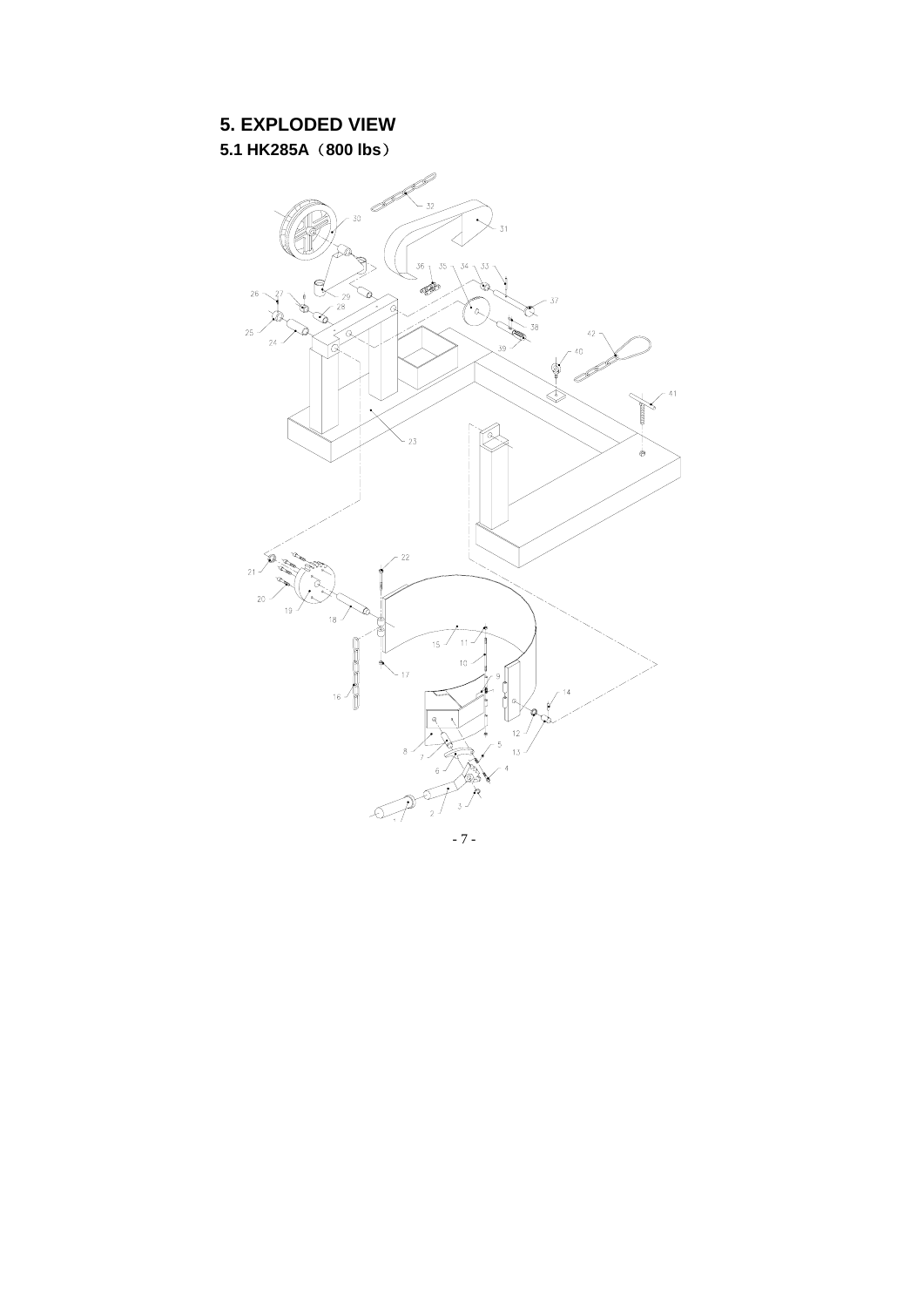## 5. EXPLODED VIEW

### 5.1 HK285A（800 lbs）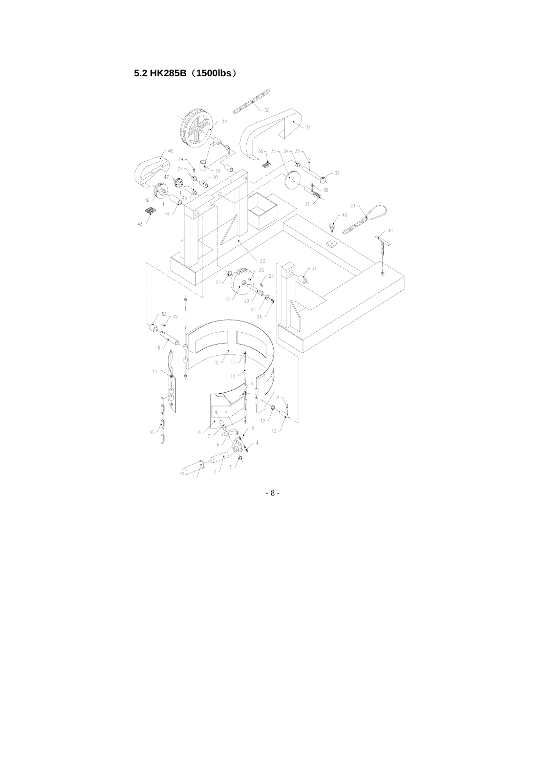## 5.2 HK285B（1500lbs）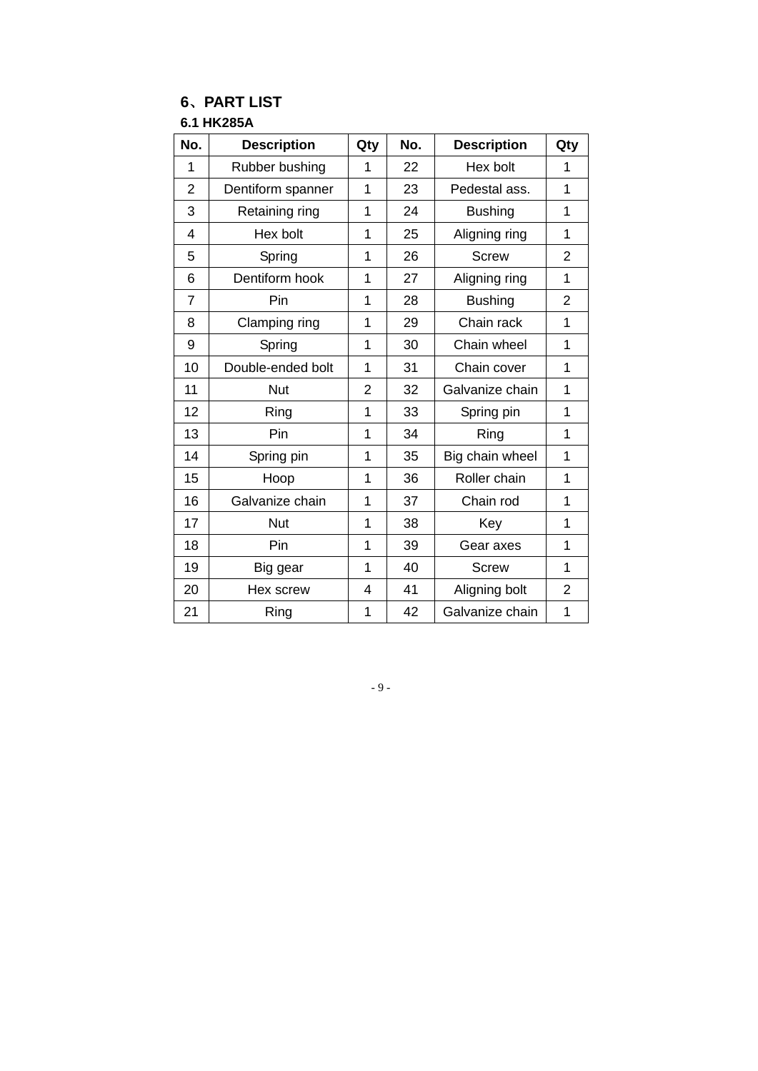## 6、PART LIST

### 6.1 HK285A

| No. | Description | Qty | No. | Description | Qty |
|---|---|---|---|---|---|
| 1 | Rubber bushing | 1 | 22 | Hex bolt | 1 |
| 2 | Dentiform spanner | 1 | 23 | Pedestal ass. | 1 |
| 3 | Retaining ring | 1 | 24 | Bushing | 1 |
| 4 | Hex bolt | 1 | 25 | Aligning ring | 1 |
| 5 | Spring | 1 | 26 | Screw | 2 |
| 6 | Dentiform hook | 1 | 27 | Aligning ring | 1 |
| 7 | Pin | 1 | 28 | Bushing | 2 |
| 8 | Clamping ring | 1 | 29 | Chain rack | 1 |
| 9 | Spring | 1 | 30 | Chain wheel | 1 |
| 10 | Double-ended bolt | 1 | 31 | Chain cover | 1 |
| 11 | Nut | 2 | 32 | Galvanize chain | 1 |
| 12 | Ring | 1 | 33 | Spring pin | 1 |
| 13 | Pin | 1 | 34 | Ring | 1 |
| 14 | Spring pin | 1 | 35 | Big chain wheel | 1 |
| 15 | Hoop | 1 | 36 | Roller chain | 1 |
| 16 | Galvanize chain | 1 | 37 | Chain rod | 1 |
| 17 | Nut | 1 | 38 | Key | 1 |
| 18 | Pin | 1 | 39 | Gear axes | 1 |
| 19 | Big gear | 1 | 40 | Screw | 1 |
| 20 | Hex screw | 4 | 41 | Aligning bolt | 2 |
| 21 | Ring | 1 | 42 | Galvanize chain | 1 |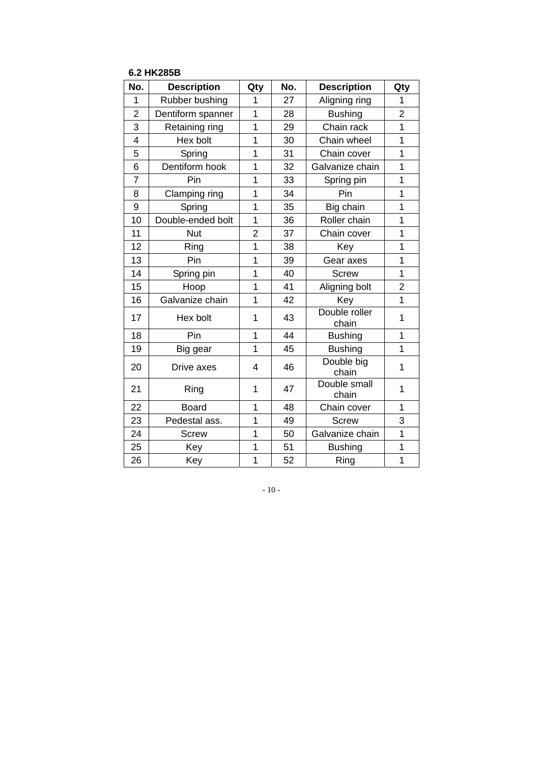### 6.2 HK285B

| No. | Description | Qty | No. | Description | Qty |
|---|---|---|---|---|---|
| 1 | Rubber bushing | 1 | 27 | Aligning ring | 1 |
| 2 | Dentiform spanner | 1 | 28 | Bushing | 2 |
| 3 | Retaining ring | 1 | 29 | Chain rack | 1 |
| 4 | Hex bolt | 1 | 30 | Chain wheel | 1 |
| 5 | Spring | 1 | 31 | Chain cover | 1 |
| 6 | Dentiform hook | 1 | 32 | Galvanize chain | 1 |
| 7 | Pin | 1 | 33 | Spring pin | 1 |
| 8 | Clamping ring | 1 | 34 | Pin | 1 |
| 9 | Spring | 1 | 35 | Big chain | 1 |
| 10 | Double-ended bolt | 1 | 36 | Roller chain | 1 |
| 11 | Nut | 2 | 37 | Chain cover | 1 |
| 12 | Ring | 1 | 38 | Key | 1 |
| 13 | Pin | 1 | 39 | Gear axes | 1 |
| 14 | Spring pin | 1 | 40 | Screw | 1 |
| 15 | Hoop | 1 | 41 | Aligning bolt | 2 |
| 16 | Galvanize chain | 1 | 42 | Key | 1 |
| 17 | Hex bolt | 1 | 43 | Double roller chain | 1 |
| 18 | Pin | 1 | 44 | Bushing | 1 |
| 19 | Big gear | 1 | 45 | Bushing | 1 |
| 20 | Drive axes | 4 | 46 | Double big chain | 1 |
| 21 | Ring | 1 | 47 | Double small chain | 1 |
| 22 | Board | 1 | 48 | Chain cover | 1 |
| 23 | Pedestal ass. | 1 | 49 | Screw | 3 |
| 24 | Screw | 1 | 50 | Galvanize chain | 1 |
| 25 | Key | 1 | 51 | Bushing | 1 |
| 26 | Key | 1 | 52 | Ring | 1 |